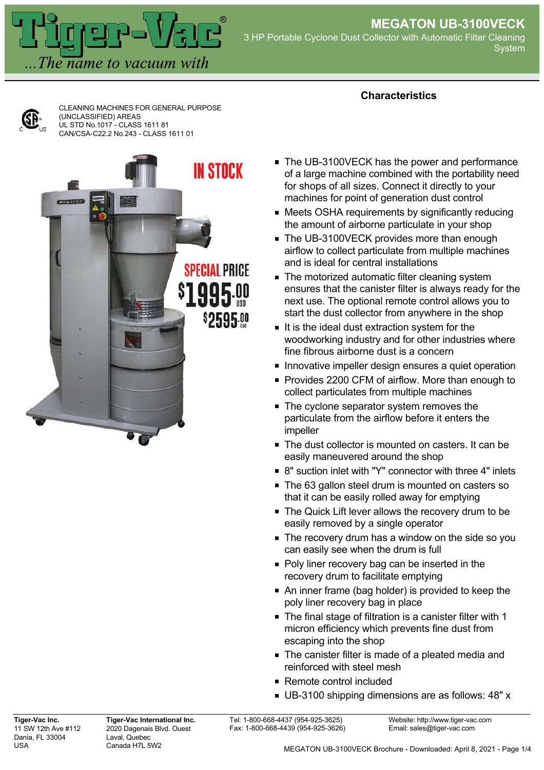# MEGATON UB-3100VECK

3 HP Portable Cyclone Dust Collector with Automatic Filter Cleaning System

CLEANING MACHINES FOR GENERAL PURPOSE (UNCLASSIFIED) AREAS
UL STD No.1017 - CLASS 1611 81
CAN/CSA-C22.2 No.243 - CLASS 1611 01

IN STOCK

SPECIAL PRICE
$1995.00 USD
$2595.00 CAD

## Characteristics

- The UB-3100VECK has the power and performance of a large machine combined with the portability need for shops of all sizes. Connect it directly to your machines for point of generation dust control
- Meets OSHA requirements by significantly reducing the amount of airborne particulate in your shop
- The UB-3100VECK provides more than enough airflow to collect particulate from multiple machines and is ideal for central installations
- The motorized automatic filter cleaning system ensures that the canister filter is always ready for the next use. The optional remote control allows you to start the dust collector from anywhere in the shop
- It is the ideal dust extraction system for the woodworking industry and for other industries where fine fibrous airborne dust is a concern
- Innovative impeller design ensures a quiet operation
- Provides 2200 CFM of airflow. More than enough to collect particulates from multiple machines
- The cyclone separator system removes the particulate from the airflow before it enters the impeller
- The dust collector is mounted on casters. It can be easily maneuvered around the shop
- 8" suction inlet with "Y" connector with three 4" inlets
- The 63 gallon steel drum is mounted on casters so that it can be easily rolled away for emptying
- The Quick Lift lever allows the recovery drum to be easily removed by a single operator
- The recovery drum has a window on the side so you can easily see when the drum is full
- Poly liner recovery bag can be inserted in the recovery drum to facilitate emptying
- An inner frame (bag holder) is provided to keep the poly liner recovery bag in place
- The final stage of filtration is a canister filter with 1 micron efficiency which prevents fine dust from escaping into the shop
- The canister filter is made of a pleated media and reinforced with steel mesh
- Remote control included
- UB-3100 shipping dimensions are as follows: 48" x

**Tiger-Vac Inc.**
11 SW 12th Ave #112
Dania, FL 33004
USA

**Tiger-Vac International Inc.**
2020 Dagenais Blvd. Ouest
Laval, Quebec
Canada H7L 5W2

Tel: 1-800-668-4437 (954-925-3625)
Fax: 1-800-668-4439 (954-925-3626)

Website: http://www.tiger-vac.com
Email: sales@tiger-vac.com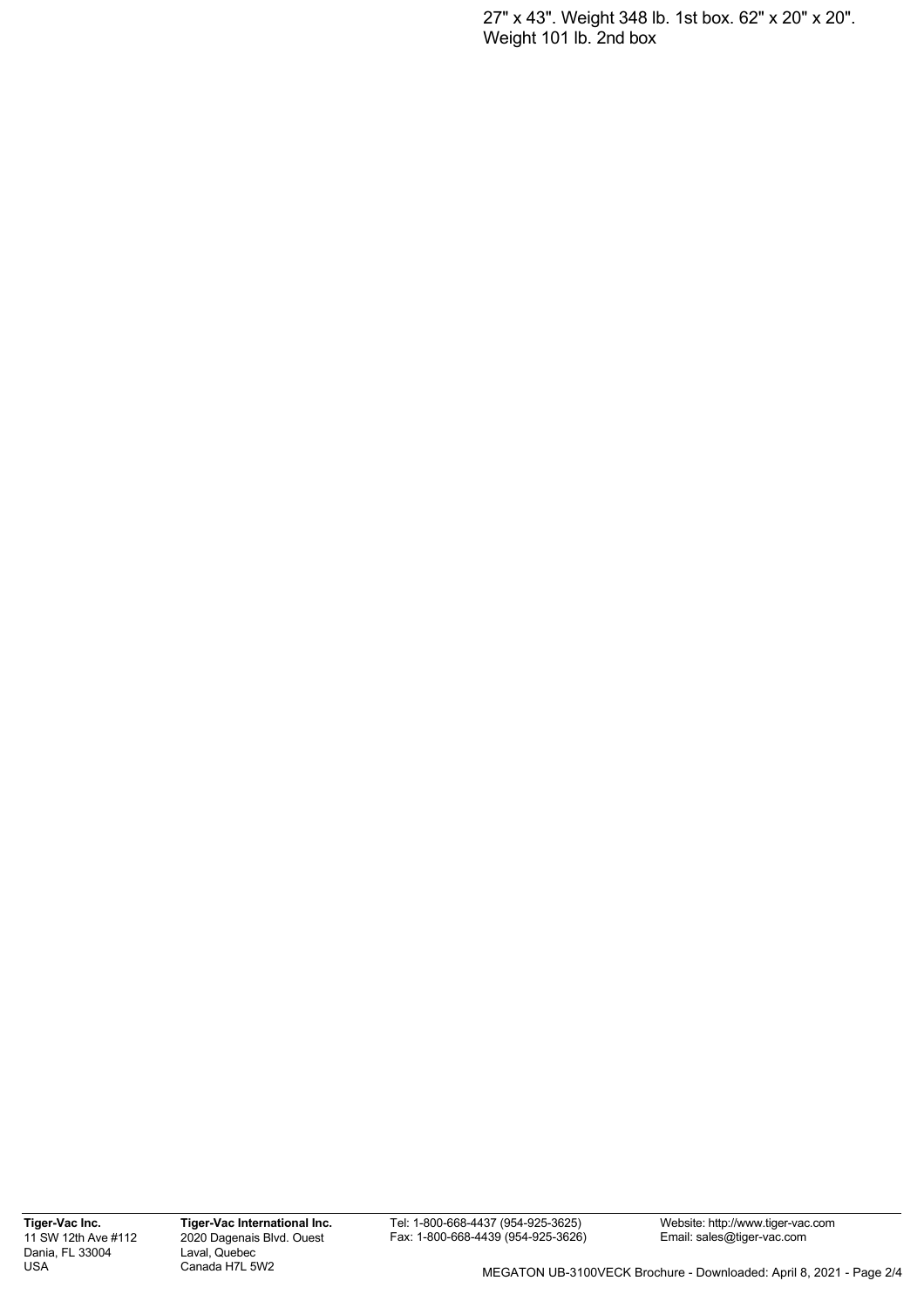27" x 43". Weight 348 lb. 1st box. 62" x 20" x 20". Weight 101 lb. 2nd box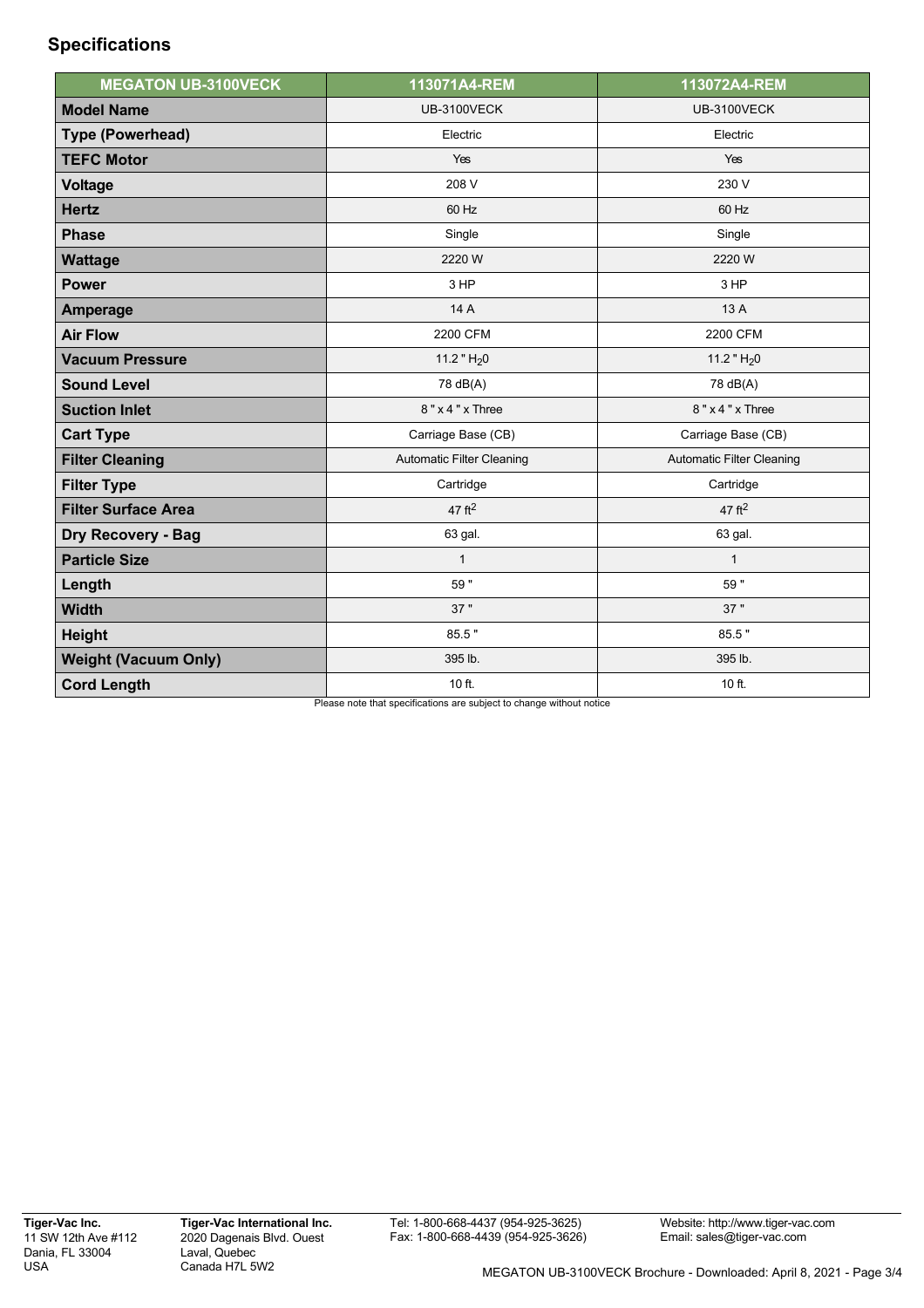## Specifications

| MEGATON UB-3100VECK | 113071A4-REM | 113072A4-REM |
|---|---|---|
| **Model Name** | UB-3100VECK | UB-3100VECK |
| **Type (Powerhead)** | Electric | Electric |
| **TEFC Motor** | Yes | Yes |
| **Voltage** | 208 V | 230 V |
| **Hertz** | 60 Hz | 60 Hz |
| **Phase** | Single | Single |
| **Wattage** | 2220 W | 2220 W |
| **Power** | 3 HP | 3 HP |
| **Amperage** | 14 A | 13 A |
| **Air Flow** | 2200 CFM | 2200 CFM |
| **Vacuum Pressure** | 11.2 " $H_20$ | 11.2 " $H_20$ |
| **Sound Level** | 78 dB(A) | 78 dB(A) |
| **Suction Inlet** | 8 " x 4 " x Three | 8 " x 4 " x Three |
| **Cart Type** | Carriage Base (CB) | Carriage Base (CB) |
| **Filter Cleaning** | Automatic Filter Cleaning | Automatic Filter Cleaning |
| **Filter Type** | Cartridge | Cartridge |
| **Filter Surface Area** | 47 $ft^2$ | 47 $ft^2$ |
| **Dry Recovery - Bag** | 63 gal. | 63 gal. |
| **Particle Size** | 1 | 1 |
| **Length** | 59 " | 59 " |
| **Width** | 37 " | 37 " |
| **Height** | 85.5 " | 85.5 " |
| **Weight (Vacuum Only)** | 395 lb. | 395 lb. |
| **Cord Length** | 10 ft. | 10 ft. |

Please note that specifications are subject to change without notice

**Tiger-Vac Inc.**
11 SW 12th Ave #112
Dania, FL 33004
USA

**Tiger-Vac International Inc.**
2020 Dagenais Blvd. Ouest
Laval, Quebec
Canada H7L 5W2

Tel: 1-800-668-4437 (954-925-3625)
Fax: 1-800-668-4439 (954-925-3626)

Website: http://www.tiger-vac.com
Email: sales@tiger-vac.com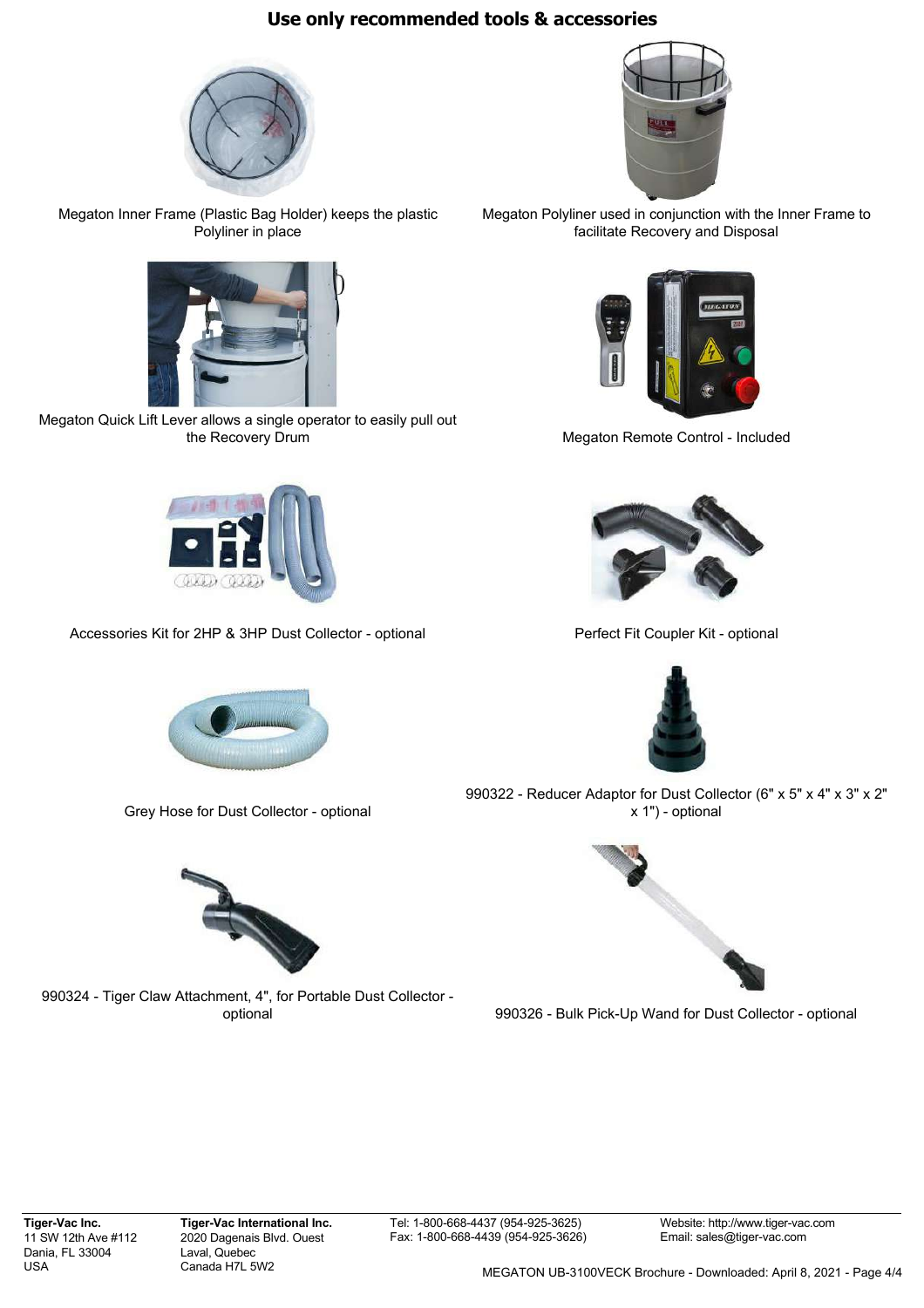# Use only recommended tools & accessories

Megaton Inner Frame (Plastic Bag Holder) keeps the plastic Polyliner in place

Megaton Polyliner used in conjunction with the Inner Frame to facilitate Recovery and Disposal

Megaton Quick Lift Lever allows a single operator to easily pull out the Recovery Drum

Megaton Remote Control - Included

Accessories Kit for 2HP & 3HP Dust Collector - optional

Perfect Fit Coupler Kit - optional

Grey Hose for Dust Collector - optional

990322 - Reducer Adaptor for Dust Collector (6" x 5" x 4" x 3" x 2" x 1") - optional

990324 - Tiger Claw Attachment, 4", for Portable Dust Collector - optional

990326 - Bulk Pick-Up Wand for Dust Collector - optional

**Tiger-Vac Inc.**
11 SW 12th Ave #112
Dania, FL 33004
USA

**Tiger-Vac International Inc.**
2020 Dagenais Blvd. Ouest
Laval, Quebec
Canada H7L 5W2

Tel: 1-800-668-4437 (954-925-3625)
Fax: 1-800-668-4439 (954-925-3626)

Website: http://www.tiger-vac.com
Email: sales@tiger-vac.com

MEGATON UB-3100VECK Brochure - Downloaded: April 8, 2021